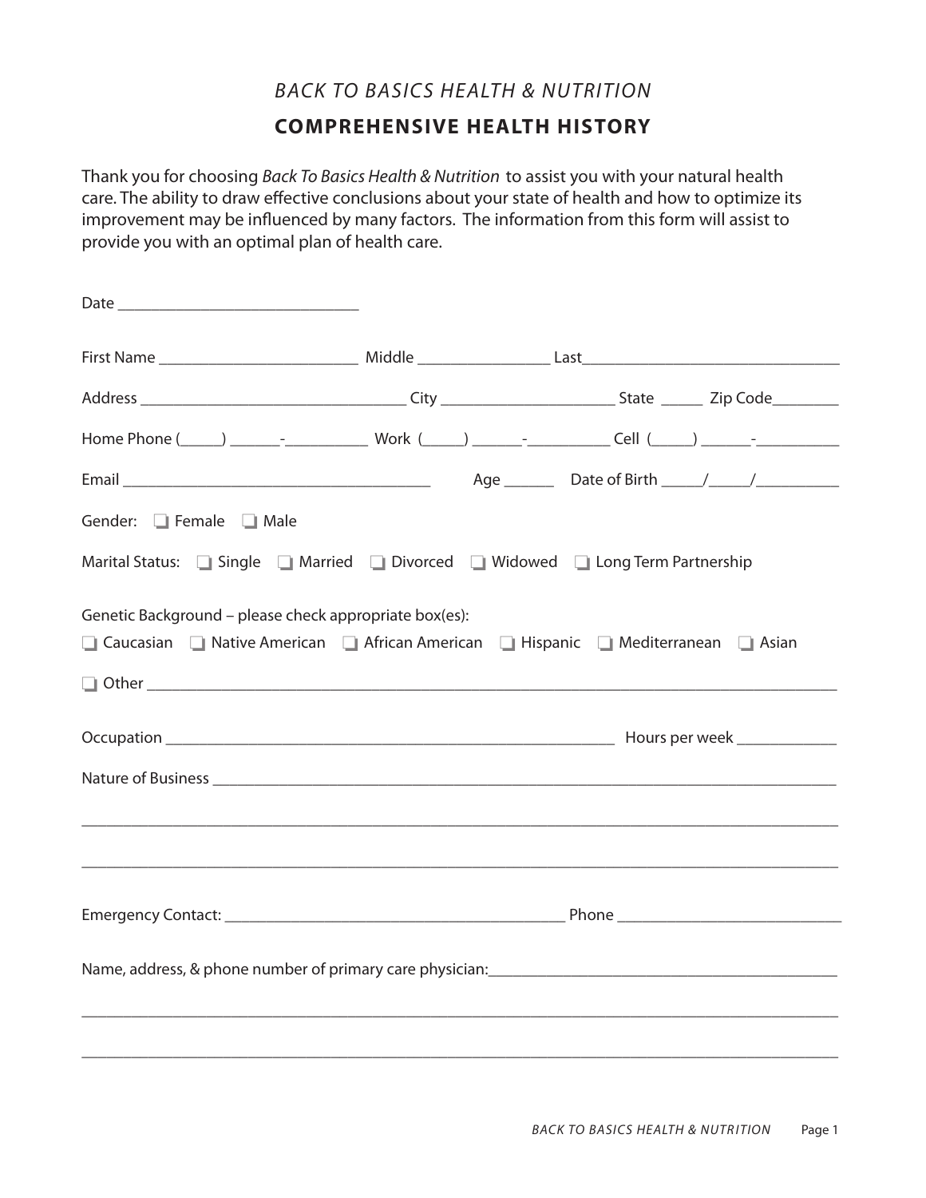*BACK TO BASICS HEALTH & NUTRITION*

# COMPREHENSIVE HEALTH HISTORY

Thank you for choosing *Back To Basics Health & Nutrition* to assist you with your natural health care. The ability to draw effective conclusions about your state of health and how to optimize its improvement may be influenced by many factors. The information from this form will assist to provide you with an optimal plan of health care.

Date ____________________________

First Name ________________________ Middle _______________ Last______________________________

Address _______________________________ City ____________________ State _____ Zip Code________

Home Phone (_____) ______-__________ Work (_____) ______-__________ Cell (_____) ______-__________

Email ___________________________________ Age ______ Date of Birth _____/_____/__________

Gender: ❑ Female ❑ Male

Marital Status: ❑ Single ❑ Married ❑ Divorced ❑ Widowed ❑ Long Term Partnership

Genetic Background – please check appropriate box(es):

❑ Caucasian ❑ Native American ❑ African American ❑ Hispanic ❑ Mediterranean ❑ Asian

❑ Other ___________________________________________________________________________________

Occupation ___________________________________________________ Hours per week ____________

Nature of Business ______________________________________________________________________

_________________________________________________________________________________________

_________________________________________________________________________________________

Emergency Contact: ________________________________________ Phone ___________________________

Name, address, & phone number of primary care physician:_________________________________________

_________________________________________________________________________________________

_________________________________________________________________________________________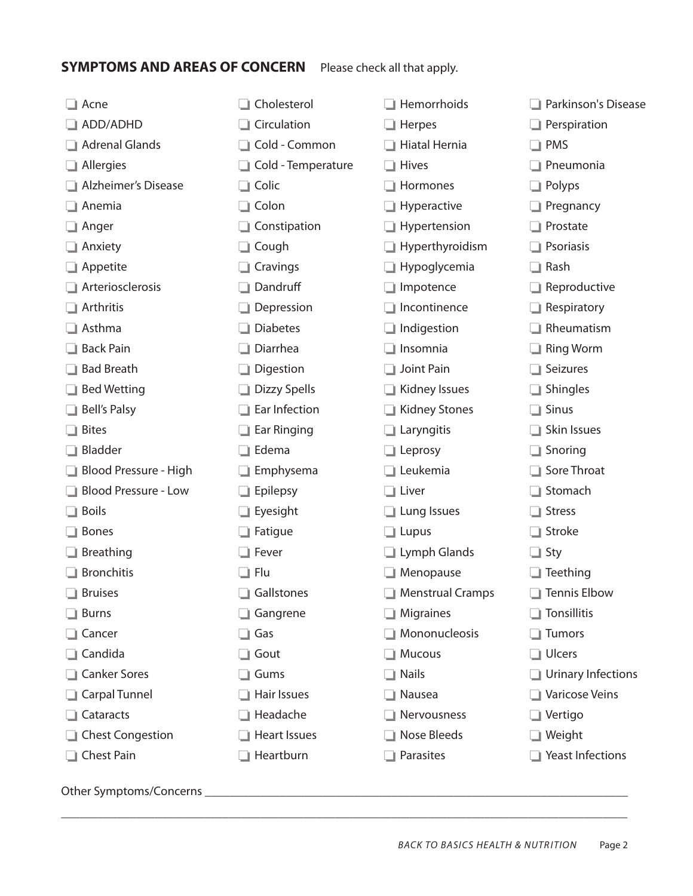**SYMPTOMS AND AREAS OF CONCERN** Please check all that apply.

- ☐ Acne
- ☐ ADD/ADHD
- ☐ Adrenal Glands
- ☐ Allergies
- ☐ Alzheimer's Disease
- ☐ Anemia
- ☐ Anger
- ☐ Anxiety
- ☐ Appetite
- ☐ Arteriosclerosis
- ☐ Arthritis
- ☐ Asthma
- ☐ Back Pain
- ☐ Bad Breath
- ☐ Bed Wetting
- ☐ Bell's Palsy
- ☐ Bites
- ☐ Bladder
- ☐ Blood Pressure - High
- ☐ Blood Pressure - Low
- ☐ Boils
- ☐ Bones
- ☐ Breathing
- ☐ Bronchitis
- ☐ Bruises
- ☐ Burns
- ☐ Cancer
- ☐ Candida
- ☐ Canker Sores
- ☐ Carpal Tunnel
- ☐ Cataracts
- ☐ Chest Congestion
- ☐ Chest Pain
- ☐ Cholesterol
- ☐ Circulation
- ☐ Cold - Common
- ☐ Cold - Temperature
- ☐ Colic
- ☐ Colon
- ☐ Constipation
- ☐ Cough
- ☐ Cravings
- ☐ Dandruff
- ☐ Depression
- ☐ Diabetes
- ☐ Diarrhea
- ☐ Digestion
- ☐ Dizzy Spells
- ☐ Ear Infection
- ☐ Ear Ringing
- ☐ Edema
- ☐ Emphysema
- ☐ Epilepsy
- ☐ Eyesight
- ☐ Fatigue
- ☐ Fever
- ☐ Flu
- ☐ Gallstones
- ☐ Gangrene
- ☐ Gas
- ☐ Gout
- ☐ Gums
- ☐ Hair Issues
- ☐ Headache
- ☐ Heart Issues
- ☐ Heartburn
- ☐ Hemorrhoids
- ☐ Herpes
- ☐ Hiatal Hernia
- ☐ Hives
- ☐ Hormones
- ☐ Hyperactive
- ☐ Hypertension
- ☐ Hyperthyroidism
- ☐ Hypoglycemia
- ☐ Impotence
- ☐ Incontinence
- ☐ Indigestion
- ☐ Insomnia
- ☐ Joint Pain
- ☐ Kidney Issues
- ☐ Kidney Stones
- ☐ Laryngitis
- ☐ Leprosy
- ☐ Leukemia
- ☐ Liver
- ☐ Lung Issues
- ☐ Lupus
- ☐ Lymph Glands
- ☐ Menopause
- ☐ Menstrual Cramps
- ☐ Migraines
- ☐ Mononucleosis
- ☐ Mucous
- ☐ Nails
- ☐ Nausea
- ☐ Nervousness
- ☐ Nose Bleeds
- ☐ Parasites
- ☐ Parkinson's Disease
- ☐ Perspiration
- ☐ PMS
- ☐ Pneumonia
- ☐ Polyps
- ☐ Pregnancy
- ☐ Prostate
- ☐ Psoriasis
- ☐ Rash
- ☐ Reproductive
- ☐ Respiratory
- ☐ Rheumatism
- ☐ Ring Worm
- ☐ Seizures
- ☐ Shingles
- ☐ Sinus
- ☐ Skin Issues
- ☐ Snoring
- ☐ Sore Throat
- ☐ Stomach
- ☐ Stress
- ☐ Stroke
- ☐ Sty
- ☐ Teething
- ☐ Tennis Elbow
- ☐ Tonsillitis
- ☐ Tumors
- ☐ Ulcers
- ☐ Urinary Infections
- ☐ Varicose Veins
- ☐ Vertigo
- ☐ Weight
- ☐ Yeast Infections

Other Symptoms/Concerns ______________________________________________________________________

______________________________________________________________________________________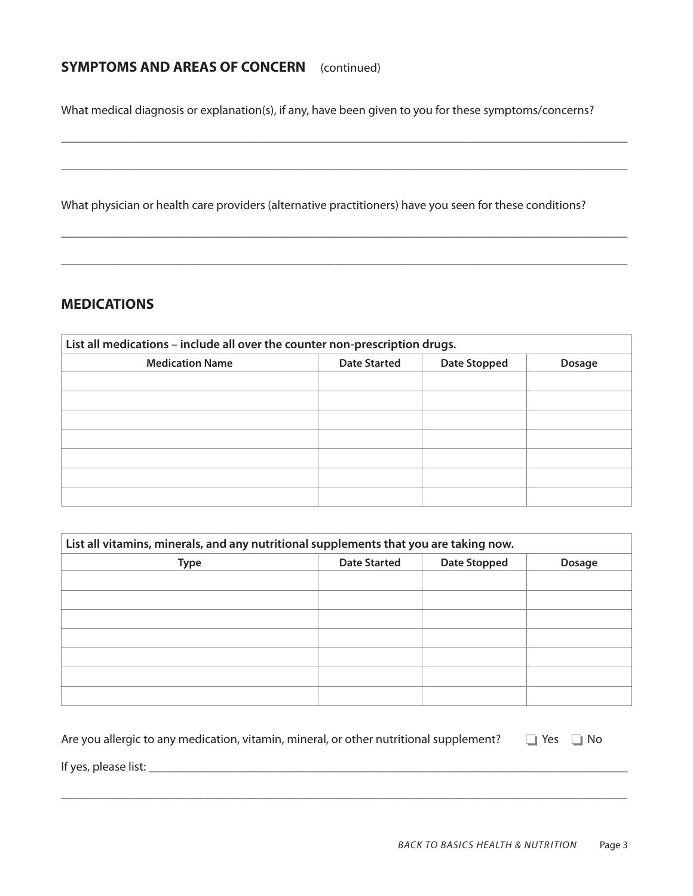## SYMPTOMS AND AREAS OF CONCERN (continued)

What medical diagnosis or explanation(s), if any, have been given to you for these symptoms/concerns?

_______________________________________________________________________________

_______________________________________________________________________________

What physician or health care providers (alternative practitioners) have you seen for these conditions?

_______________________________________________________________________________

_______________________________________________________________________________

## MEDICATIONS

| **List all medications – include all over the counter non-prescription drugs.** | | | |
|---|---|---|---|
| **Medication Name** | **Date Started** | **Date Stopped** | **Dosage** |
| | | | |
| | | | |
| | | | |
| | | | |
| | | | |
| | | | |
| | | | |

| **List all vitamins, minerals, and any nutritional supplements that you are taking now.** | | | |
|---|---|---|---|
| **Type** | **Date Started** | **Date Stopped** | **Dosage** |
| | | | |
| | | | |
| | | | |
| | | | |
| | | | |
| | | | |
| | | | |

Are you allergic to any medication, vitamin, mineral, or other nutritional supplement? ☐ Yes ☐ No

If yes, please list: ________________________________________________________________

_______________________________________________________________________________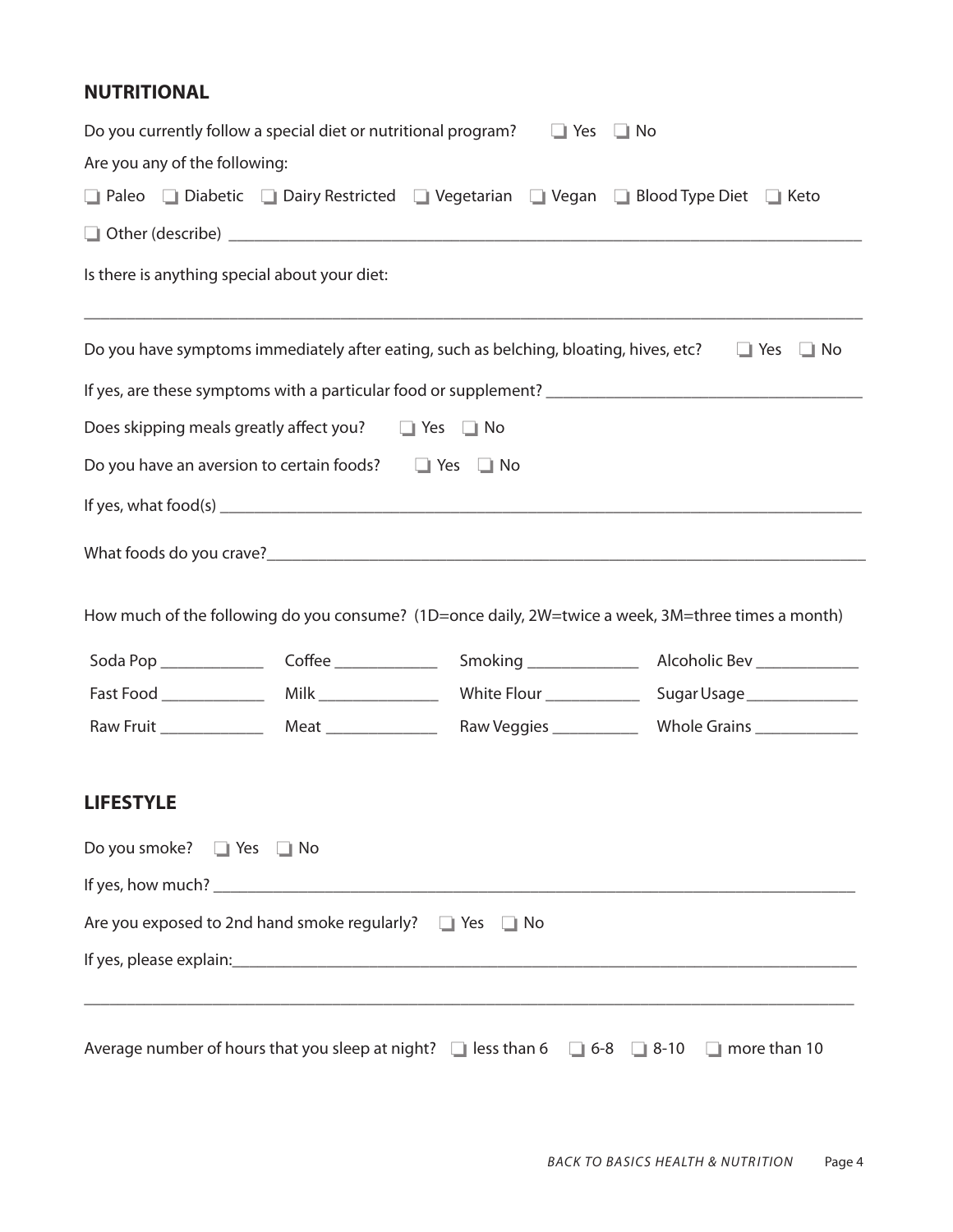## NUTRITIONAL

Do you currently follow a special diet or nutritional program? ❑ Yes ❑ No

Are you any of the following:

❑ Paleo ❑ Diabetic ❑ Dairy Restricted ❑ Vegetarian ❑ Vegan ❑ Blood Type Diet ❑ Keto

❑ Other (describe) ______________________________________________________________________

Is there is anything special about your diet:

_____________________________________________________________________________________

Do you have symptoms immediately after eating, such as belching, bloating, hives, etc? ❑ Yes ❑ No

If yes, are these symptoms with a particular food or supplement? ______________________________

Does skipping meals greatly affect you? ❑ Yes ❑ No

Do you have an aversion to certain foods? ❑ Yes ❑ No

If yes, what food(s) _______________________________________________________________________

What foods do you crave?___________________________________________________________________

How much of the following do you consume? (1D=once daily, 2W=twice a week, 3M=three times a month)

| | | | |
|---|---|---|---|
| Soda Pop ____________ | Coffee ____________ | Smoking _____________ | Alcoholic Bev ____________ |
| Fast Food ____________ | Milk ______________ | White Flour ___________ | Sugar Usage _____________ |
| Raw Fruit ____________ | Meat _____________ | Raw Veggies __________ | Whole Grains ____________ |

## LIFESTYLE

Do you smoke? ❑ Yes ❑ No

If yes, how much? ________________________________________________________________________

Are you exposed to 2nd hand smoke regularly? ❑ Yes ❑ No

If yes, please explain:______________________________________________________________________

_____________________________________________________________________________________

Average number of hours that you sleep at night? ❑ less than 6 ❑ 6-8 ❑ 8-10 ❑ more than 10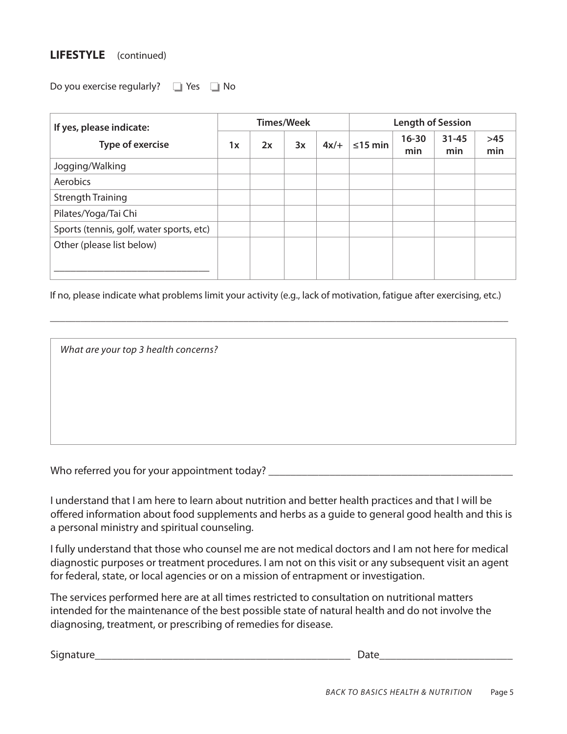## LIFESTYLE (continued)

Do you exercise regularly? ☐ Yes ☐ No

| If yes, please indicate: Type of exercise | Times/Week | | | | Length of Session | | | |
|---|---|---|---|---|---|---|---|---|
| | 1x | 2x | 3x | 4x/+ | ≤15 min | 16-30 min | 31-45 min | >45 min |
| Jogging/Walking | | | | | | | | |
| Aerobics | | | | | | | | |
| Strength Training | | | | | | | | |
| Pilates/Yoga/Tai Chi | | | | | | | | |
| Sports (tennis, golf, water sports, etc) | | | | | | | | |
| Other (please list below) ____________________________ | | | | | | | | |

If no, please indicate what problems limit your activity (e.g., lack of motivation, fatigue after exercising, etc.)

_____________________________________________________________________________________

*What are your top 3 health concerns?*

Who referred you for your appointment today? ____________________________________________

I understand that I am here to learn about nutrition and better health practices and that I will be offered information about food supplements and herbs as a guide to general good health and this is a personal ministry and spiritual counseling.

I fully understand that those who counsel me are not medical doctors and I am not here for medical diagnostic purposes or treatment procedures. I am not on this visit or any subsequent visit an agent for federal, state, or local agencies or on a mission of entrapment or investigation.

The services performed here are at all times restricted to consultation on nutritional matters intended for the maintenance of the best possible state of natural health and do not involve the diagnosing, treatment, or prescribing of remedies for disease.

Signature_______________________________________________ Date_______________________